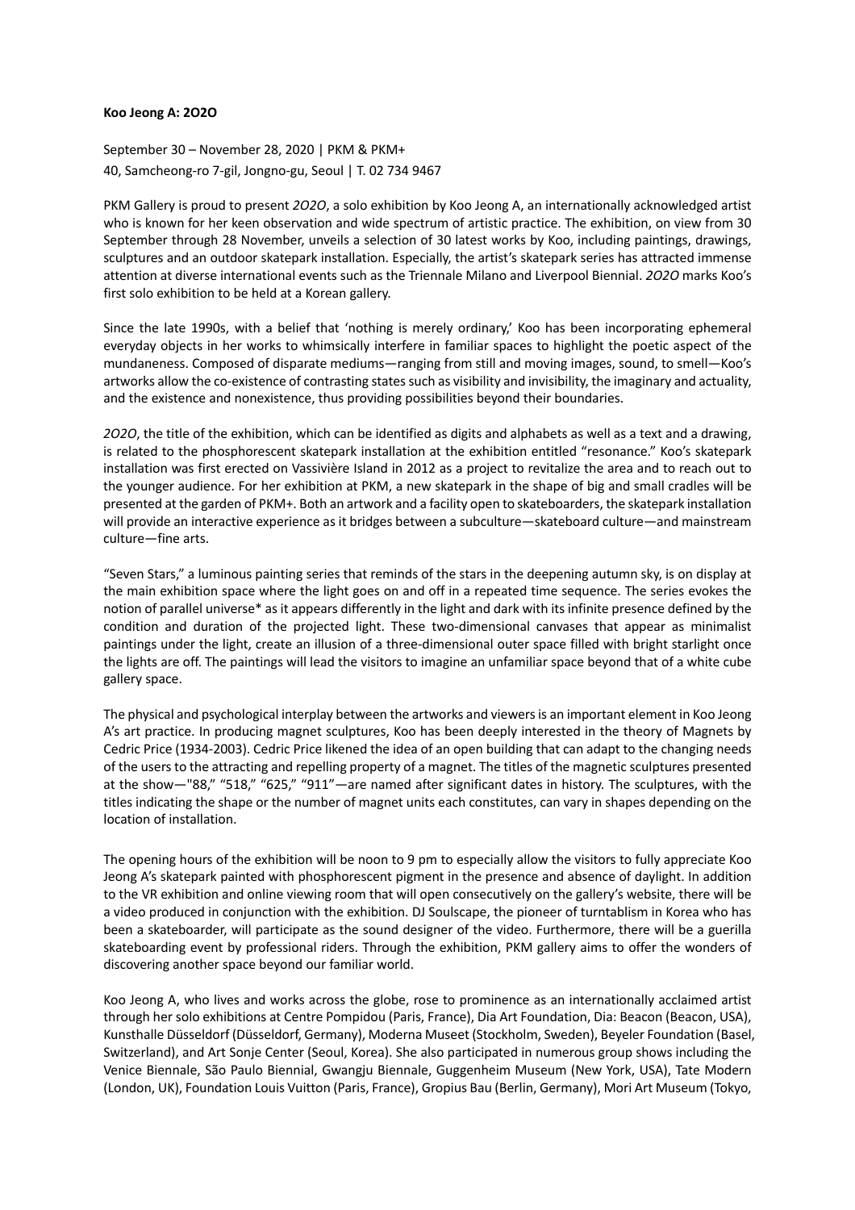**Koo Jeong A: 2O2O**

September 30 – November 28, 2020 | PKM & PKM+
40, Samcheong-ro 7-gil, Jongno-gu, Seoul | T. 02 734 9467

PKM Gallery is proud to present *2O2O*, a solo exhibition by Koo Jeong A, an internationally acknowledged artist who is known for her keen observation and wide spectrum of artistic practice. The exhibition, on view from 30 September through 28 November, unveils a selection of 30 latest works by Koo, including paintings, drawings, sculptures and an outdoor skatepark installation. Especially, the artist's skatepark series has attracted immense attention at diverse international events such as the Triennale Milano and Liverpool Biennial. *2O2O* marks Koo's first solo exhibition to be held at a Korean gallery.

Since the late 1990s, with a belief that 'nothing is merely ordinary,' Koo has been incorporating ephemeral everyday objects in her works to whimsically interfere in familiar spaces to highlight the poetic aspect of the mundaneness. Composed of disparate mediums—ranging from still and moving images, sound, to smell—Koo's artworks allow the co-existence of contrasting states such as visibility and invisibility, the imaginary and actuality, and the existence and nonexistence, thus providing possibilities beyond their boundaries.

*2O2O*, the title of the exhibition, which can be identified as digits and alphabets as well as a text and a drawing, is related to the phosphorescent skatepark installation at the exhibition entitled "resonance." Koo's skatepark installation was first erected on Vassivière Island in 2012 as a project to revitalize the area and to reach out to the younger audience. For her exhibition at PKM, a new skatepark in the shape of big and small cradles will be presented at the garden of PKM+. Both an artwork and a facility open to skateboarders, the skatepark installation will provide an interactive experience as it bridges between a subculture—skateboard culture—and mainstream culture—fine arts.

"Seven Stars," a luminous painting series that reminds of the stars in the deepening autumn sky, is on display at the main exhibition space where the light goes on and off in a repeated time sequence. The series evokes the notion of parallel universe* as it appears differently in the light and dark with its infinite presence defined by the condition and duration of the projected light. These two-dimensional canvases that appear as minimalist paintings under the light, create an illusion of a three-dimensional outer space filled with bright starlight once the lights are off. The paintings will lead the visitors to imagine an unfamiliar space beyond that of a white cube gallery space.

The physical and psychological interplay between the artworks and viewers is an important element in Koo Jeong A's art practice. In producing magnet sculptures, Koo has been deeply interested in the theory of Magnets by Cedric Price (1934-2003). Cedric Price likened the idea of an open building that can adapt to the changing needs of the users to the attracting and repelling property of a magnet. The titles of the magnetic sculptures presented at the show—"88," "518," "625," "911"—are named after significant dates in history. The sculptures, with the titles indicating the shape or the number of magnet units each constitutes, can vary in shapes depending on the location of installation.

The opening hours of the exhibition will be noon to 9 pm to especially allow the visitors to fully appreciate Koo Jeong A's skatepark painted with phosphorescent pigment in the presence and absence of daylight. In addition to the VR exhibition and online viewing room that will open consecutively on the gallery's website, there will be a video produced in conjunction with the exhibition. DJ Soulscape, the pioneer of turntablism in Korea who has been a skateboarder, will participate as the sound designer of the video. Furthermore, there will be a guerilla skateboarding event by professional riders. Through the exhibition, PKM gallery aims to offer the wonders of discovering another space beyond our familiar world.

Koo Jeong A, who lives and works across the globe, rose to prominence as an internationally acclaimed artist through her solo exhibitions at Centre Pompidou (Paris, France), Dia Art Foundation, Dia: Beacon (Beacon, USA), Kunsthalle Düsseldorf (Düsseldorf, Germany), Moderna Museet (Stockholm, Sweden), Beyeler Foundation (Basel, Switzerland), and Art Sonje Center (Seoul, Korea). She also participated in numerous group shows including the Venice Biennale, São Paulo Biennial, Gwangju Biennale, Guggenheim Museum (New York, USA), Tate Modern (London, UK), Foundation Louis Vuitton (Paris, France), Gropius Bau (Berlin, Germany), Mori Art Museum (Tokyo,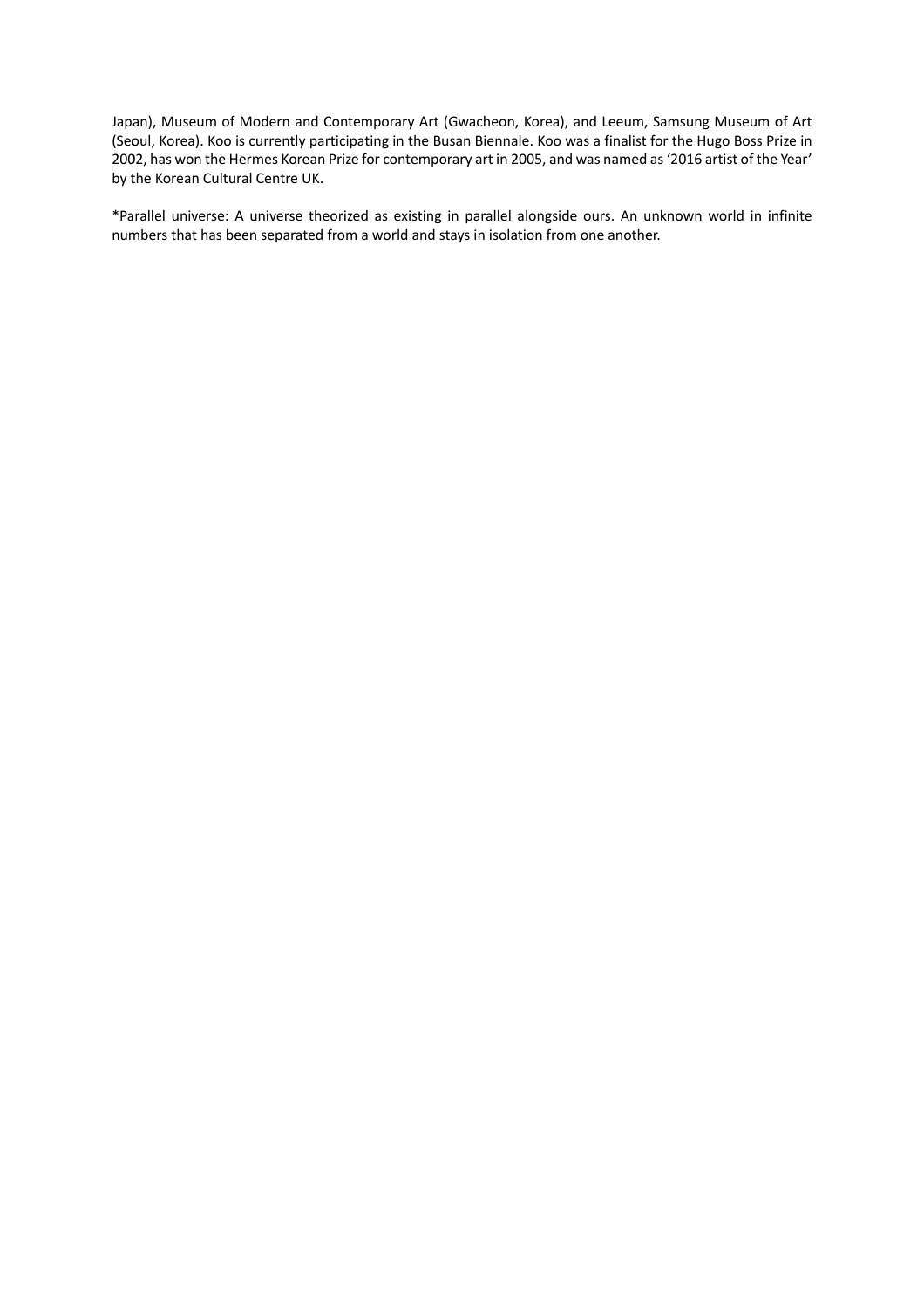Japan), Museum of Modern and Contemporary Art (Gwacheon, Korea), and Leeum, Samsung Museum of Art (Seoul, Korea). Koo is currently participating in the Busan Biennale. Koo was a finalist for the Hugo Boss Prize in 2002, has won the Hermes Korean Prize for contemporary art in 2005, and was named as '2016 artist of the Year' by the Korean Cultural Centre UK.

*Parallel universe: A universe theorized as existing in parallel alongside ours. An unknown world in infinite numbers that has been separated from a world and stays in isolation from one another.